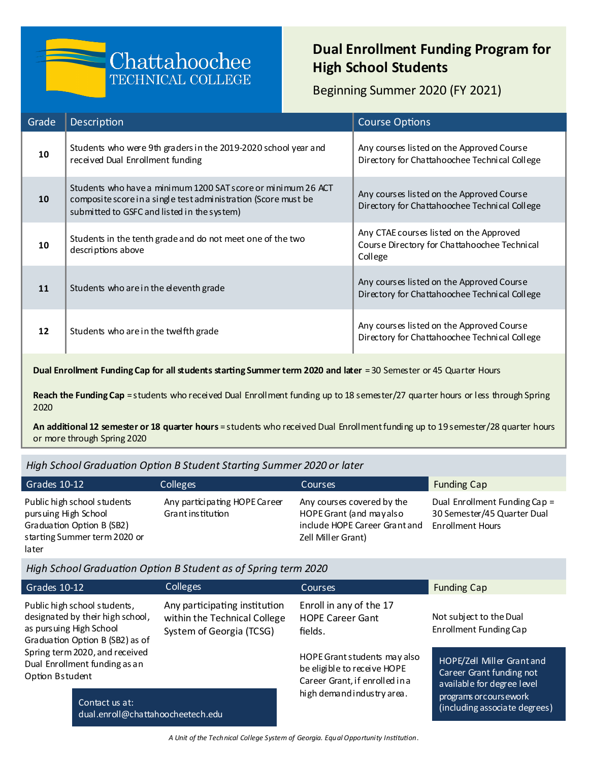# Chattahoochee Technical College

## Dual Enrollment Funding Program for High School Students

Beginning Summer 2020 (FY 2021)

| Grade | Description | Course Options |
|---|---|---|
| **10** | Students who were 9th graders in the 2019-2020 school year and received Dual Enrollment funding | Any courses listed on the Approved Course Directory for Chattahoochee Technical College |
| **10** | Students who have a minimum 1200 SAT score or minimum 26 ACT composite score in a single test administration (Score must be submitted to GSFC and listed in the system) | Any courses listed on the Approved Course Directory for Chattahoochee Technical College |
| **10** | Students in the tenth grade and do not meet one of the two descriptions above | Any CTAE courses listed on the Approved Course Directory for Chattahoochee Technical College |
| **11** | Students who are in the eleventh grade | Any courses listed on the Approved Course Directory for Chattahoochee Technical College |
| **12** | Students who are in the twelfth grade | Any courses listed on the Approved Course Directory for Chattahoochee Technical College |

**Dual Enrollment Funding Cap for all students starting Summer term 2020 and later** = 30 Semester or 45 Quarter Hours

**Reach the Funding Cap** = students who received Dual Enrollment funding up to 18 semester/27 quarter hours or less through Spring 2020

**An additional 12 semester or 18 quarter hours** = students who received Dual Enrollment funding up to 19 semester/28 quarter hours or more through Spring 2020

### *High School Graduation Option B Student Starting Summer 2020 or later*

| Grades 10-12 | Colleges | Courses | Funding Cap |
|---|---|---|---|
| Public high school students pursuing High School Graduation Option B (SB2) starting Summer term 2020 or later | Any participating HOPE Career Grant institution | Any courses covered by the HOPE Grant (and may also include HOPE Career Grant and Zell Miller Grant) | Dual Enrollment Funding Cap = 30 Semester/45 Quarter Dual Enrollment Hours |

### *High School Graduation Option B Student as of Spring term 2020*

| Grades 10-12 | Colleges | Courses | Funding Cap |
|---|---|---|---|
| Public high school students, designated by their high school, as pursuing High School Graduation Option B (SB2) as of Spring term 2020, and received Dual Enrollment funding as an Option B student | Any participating institution within the Technical College System of Georgia (TCSG) | Enroll in any of the 17 HOPE Career Gant fields.<br><br>HOPE Grant students may also be eligible to receive HOPE Career Grant, if enrolled in a high demand industry area. | Not subject to the Dual Enrollment Funding Cap<br><br>HOPE/Zell Miller Grant and Career Grant funding not available for degree level programs or coursework (including associate degrees) |

Contact us at:
dual.enroll@chattahoocheetech.edu

*A Unit of the Technical College System of Georgia. Equal Opportunity Institution.*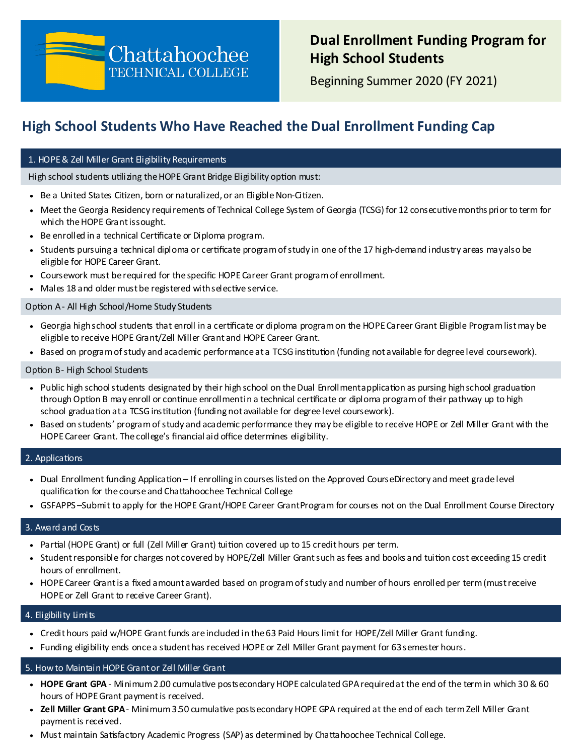Chattahoochee TECHNICAL COLLEGE

**Dual Enrollment Funding Program for High School Students**

Beginning Summer 2020 (FY 2021)

## High School Students Who Have Reached the Dual Enrollment Funding Cap

### 1. HOPE & Zell Miller Grant Eligibility Requirements

High school students utilizing the HOPE Grant Bridge Eligibility option must:

- Be a United States Citizen, born or naturalized, or an Eligible Non-Citizen.
- Meet the Georgia Residency requirements of Technical College System of Georgia (TCSG) for 12 consecutive months prior to term for which the HOPE Grant is sought.
- Be enrolled in a technical Certificate or Diploma program.
- Students pursuing a technical diploma or certificate program of study in one of the 17 high-demand industry areas may also be eligible for HOPE Career Grant.
- Coursework must be required for the specific HOPE Career Grant program of enrollment.
- Males 18 and older must be registered with selective service.

Option A - All High School/Home Study Students

- Georgia high school students that enroll in a certificate or diploma program on the HOPE Career Grant Eligible Program list may be eligible to receive HOPE Grant/Zell Miller Grant and HOPE Career Grant.
- Based on program of study and academic performance at a TCSG institution (funding not available for degree level coursework).

Option B - High School Students

- Public high school students designated by their high school on the Dual Enrollment application as pursing high school graduation through Option B may enroll or continue enrollment in a technical certificate or diploma program of their pathway up to high school graduation at a TCSG institution (funding not available for degree level coursework).
- Based on students' program of study and academic performance they may be eligible to receive HOPE or Zell Miller Grant with the HOPE Career Grant. The college's financial aid office determines eligibility.

### 2. Applications

- Dual Enrollment funding Application – If enrolling in courses listed on the Approved Course Directory and meet grade level qualification for the course and Chattahoochee Technical College
- GSFAPPS – Submit to apply for the HOPE Grant/HOPE Career Grant Program for courses not on the Dual Enrollment Course Directory

### 3. Award and Costs

- Partial (HOPE Grant) or full (Zell Miller Grant) tuition covered up to 15 credit hours per term.
- Student responsible for charges not covered by HOPE/Zell Miller Grant such as fees and books and tuition cost exceeding 15 credit hours of enrollment.
- HOPE Career Grant is a fixed amount awarded based on program of study and number of hours enrolled per term (must receive HOPE or Zell Grant to receive Career Grant).

### 4. Eligibility Limits

- Credit hours paid w/HOPE Grant funds are included in the 63 Paid Hours limit for HOPE/Zell Miller Grant funding.
- Funding eligibility ends once a student has received HOPE or Zell Miller Grant payment for 63 semester hours.

### 5. How to Maintain HOPE Grant or Zell Miller Grant

- **HOPE Grant GPA** - Minimum 2.00 cumulative postsecondary HOPE calculated GPA required at the end of the term in which 30 & 60 hours of HOPE Grant payment is received.
- **Zell Miller Grant GPA** - Minimum 3.50 cumulative postsecondary HOPE GPA required at the end of each term Zell Miller Grant payment is received.
- Must maintain Satisfactory Academic Progress (SAP) as determined by Chattahoochee Technical College.